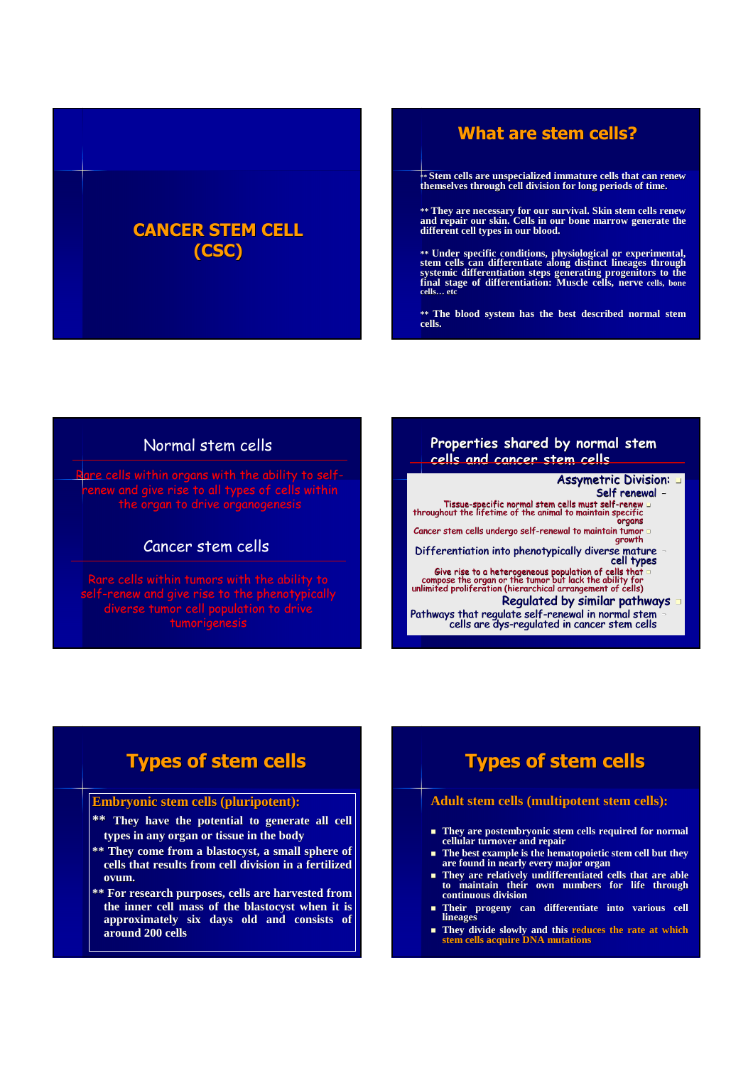# CANCER STEM CELL (CSC)

## What are stem cells?

** Stem cells are unspecialized immature cells that can renew themselves through cell division for long periods of time.

** They are necessary for our survival. Skin stem cells renew and repair our skin. Cells in our bone marrow generate the different cell types in our blood.

** Under specific conditions, physiological or experimental, stem cells can differentiate along distinct lineages through systemic differentiation steps generating progenitors to the final stage of differentiation: Muscle cells, nerve cells, bone cells… etc

** The blood system has the best described normal stem cells.

## Normal stem cells

Rare cells within organs with the ability to self-renew and give rise to all types of cells within the organ to drive organogenesis

## Cancer stem cells

Rare cells within tumors with the ability to self-renew and give rise to the phenotypically diverse tumor cell population to drive tumorigenesis

## Properties shared by normal stem cells and cancer stem cells

- Assymetric Division:
  - Self renewal –
    - Tissue-specific normal stem cells must self-renew throughout the lifetime of the animal to maintain specific organs
    - Cancer stem cells undergo self-renewal to maintain tumor growth
  - Differentiation into phenotypically diverse mature cell types
    - Give rise to a heterogeneous population of cells that compose the organ or the tumor but lack the ability for unlimited proliferation (hierarchical arrangement of cells)
- Regulated by similar pathways
  - Pathways that regulate self-renewal in normal stem cells are dys-regulated in cancer stem cells

## Types of stem cells

**Embryonic stem cells (pluripotent):**

** They have the potential to generate all cell types in any organ or tissue in the body

** They come from a blastocyst, a small sphere of cells that results from cell division in a fertilized ovum.

** For research purposes, cells are harvested from the inner cell mass of the blastocyst when it is approximately six days old and consists of around 200 cells

## Types of stem cells

**Adult stem cells (multipotent stem cells):**

- They are postembryonic stem cells required for normal cellular turnover and repair
- The best example is the hematopoietic stem cell but they are found in nearly every major organ
- They are relatively undifferentiated cells that are able to maintain their own numbers for life through continuous division
- Their progeny can differentiate into various cell lineages
- They divide slowly and this reduces the rate at which stem cells acquire DNA mutations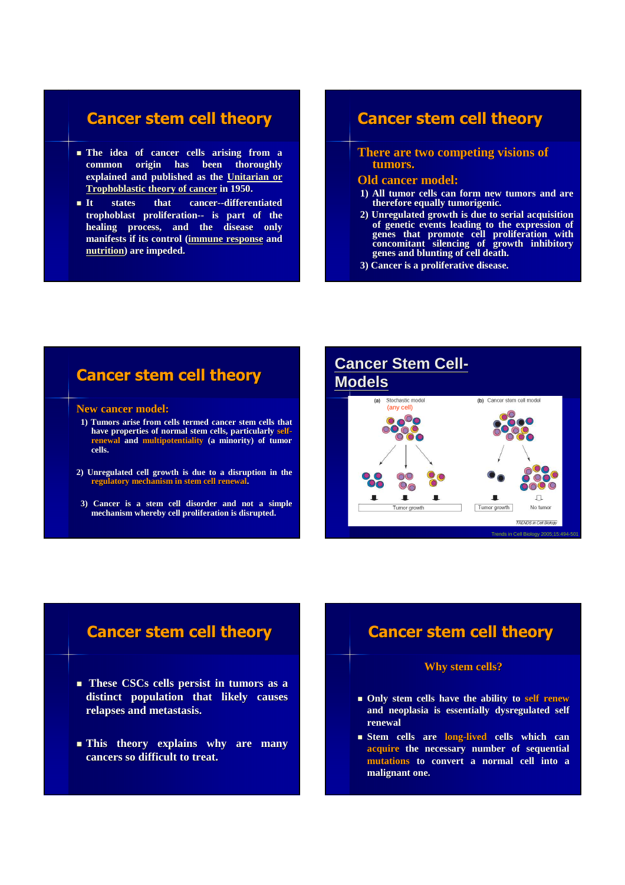## Cancer stem cell theory

- The idea of cancer cells arising from a common origin has been thoroughly explained and published as the Unitarian or Trophoblastic theory of cancer in 1950.
- It states that cancer--differentiated trophoblast proliferation-- is part of the healing process, and the disease only manifests if its control (immune response and nutrition) are impeded.

## Cancer stem cell theory

There are two competing visions of tumors.

Old cancer model:

1) All tumor cells can form new tumors and are therefore equally tumorigenic.
2) Unregulated growth is due to serial acquisition of genetic events leading to the expression of genes that promote cell proliferation with concomitant silencing of growth inhibitory genes and blunting of cell death.
3) Cancer is a proliferative disease.

## Cancer stem cell theory

New cancer model:

1) Tumors arise from cells termed cancer stem cells that have properties of normal stem cells, particularly self-renewal and multipotentiality (a minority) of tumor cells.
2) Unregulated cell growth is due to a disruption in the regulatory mechanism in stem cell renewal.
3) Cancer is a stem cell disorder and not a simple mechanism whereby cell proliferation is disrupted.

## Cancer Stem Cell-Models

(a) Stochastic model (any cell) — Tumor growth

(b) Cancer stem cell model — Tumor growth / No tumor

TRENDS in Cell Biology

Trends in Cell Biology 2005;15:494-501

## Cancer stem cell theory

- These CSCs cells persist in tumors as a distinct population that likely causes relapses and metastasis.
- This theory explains why are many cancers so difficult to treat.

## Cancer stem cell theory

Why stem cells?

- Only stem cells have the ability to self renew and neoplasia is essentially dysregulated self renewal
- Stem cells are long-lived cells which can acquire the necessary number of sequential mutations to convert a normal cell into a malignant one.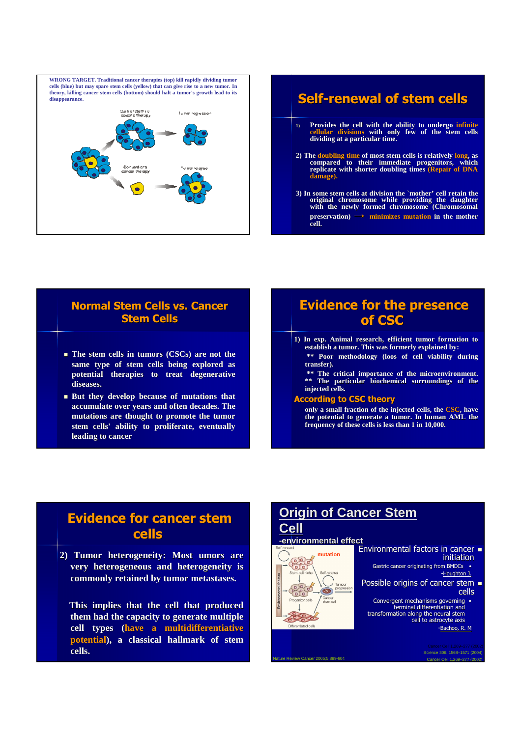WRONG TARGET. Traditional cancer therapies (top) kill rapidly dividing tumor cells (blue) but may spare stem cells (yellow) that can give rise to a new tumor. In theory, killing cancer stem cells (bottom) should halt a tumor's growth lead to its disappearance.

## Self-renewal of stem cells

1) Provides the cell with the ability to undergo **infinite cellular divisions** with only few of the stem cells dividing at a particular time.

2) The **doubling time** of most stem cells is relatively **long**, as compared to their immediate progenitors, which replicate with shorter doubling times **(Repair of DNA damage)**.

3) In some stem cells at division the `mother' cell retain the original chromosome while providing the daughter with the newly formed chromosome (Chromosomal preservation) ⟶ **minimizes mutation** in the mother cell.

## Normal Stem Cells vs. Cancer Stem Cells

- The stem cells in tumors (CSCs) are not the same type of stem cells being explored as potential therapies to treat degenerative diseases.
- But they develop because of mutations that accumulate over years and often decades. The mutations are thought to promote the tumor stem cells' ability to proliferate, eventually leading to cancer

## Evidence for the presence of CSC

1) In exp. Animal research, efficient tumor formation to establish a tumor. This was formerly explained by:

** Poor methodology (loos of cell viability during transfer).

** The critical importance of the microenvironment.

** The particular biochemical surroundings of the injected cells.

### According to CSC theory

only a small fraction of the injected cells, the **CSC**, have the potential to generate a tumor. In human AML the frequency of these cells is less than 1 in 10,000.

## Evidence for cancer stem cells

2) Tumor heterogeneity: Most umors are very heterogeneous and heterogeneity is commonly retained by tumor metastases.

This implies that the cell that produced them had the capacity to generate multiple cell types (**have a multidifferentiative potential**), a classical hallmark of stem cells.

## Origin of Cancer Stem Cell

-environmental effect

- Environmental factors in cancer initiation
  - Gastric cancer originating from BMDCs -Houghton J.
- Possible origins of cancer stem cells
  - Convergent mechanisms governing terminal differentiation and transformation along the neural stem cell to astrocyte axis -Bachoo, R. M

Nature Review Cancer 2005;5:899-904

Science 306, 1568–1571 (2004)

Cancer Cell 1,269–277 (2002)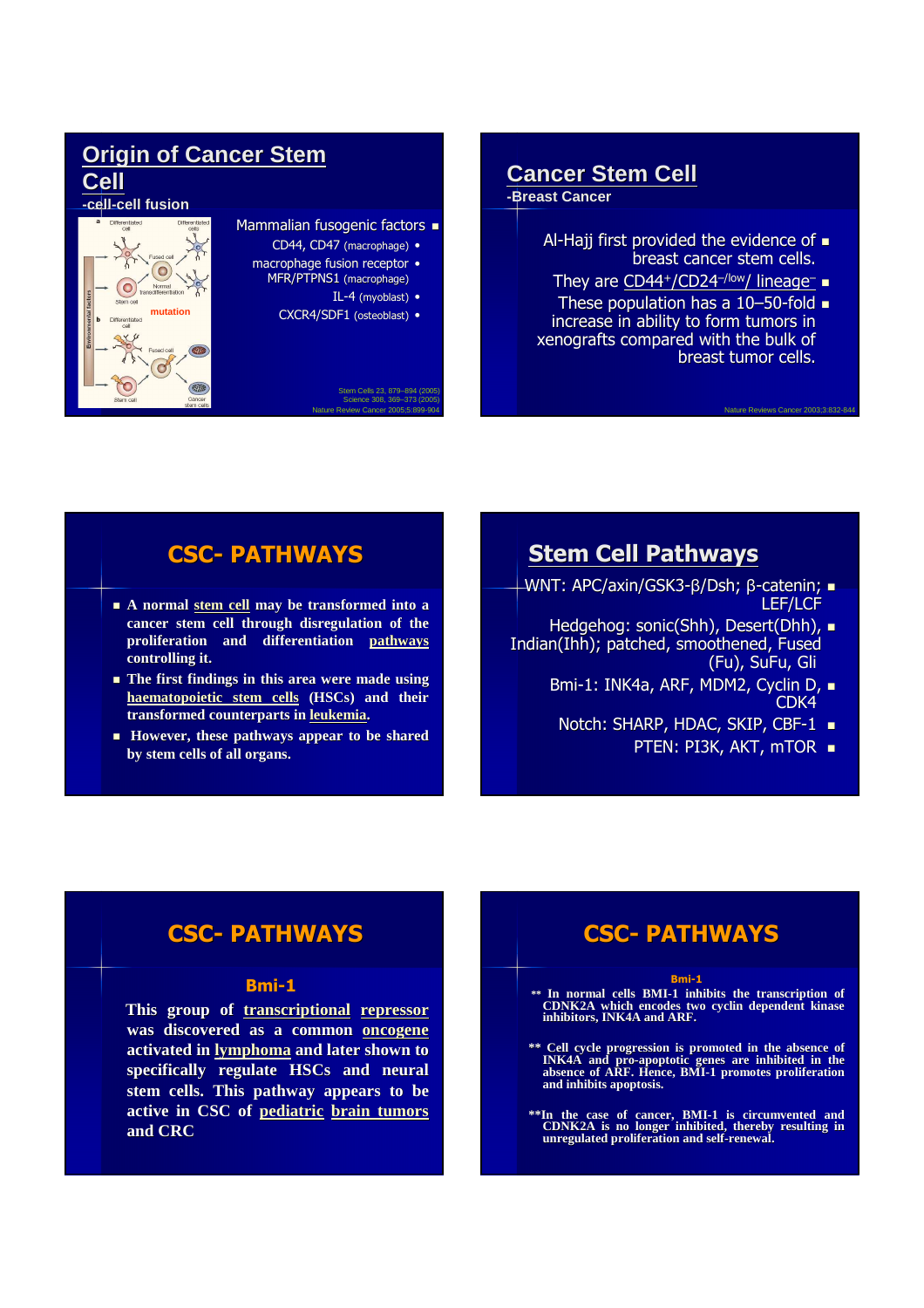## Origin of Cancer Stem Cell

-cell-cell fusion

Differentiated cell | Differentiated cells | Fused cell | Normal transdifferentiation | Stem cell | mutation | Environmental factors | Differentiated cell | Fused cell | Stem cell | Cancer stem cells

- Mammalian fusogenic factors
  - CD44, CD47 (macrophage)
  - macrophage fusion receptor
  - MFR/PTPNS1 (macrophage)
  - IL-4 (myoblast)
  - CXCR4/SDF1 (osteoblast)

Stem Cells 23, 879–894 (2005)
Science 308, 369–373 (2005)
Nature Review Cancer 2005;5:899-904

## Cancer Stem Cell

-Breast Cancer

- Al-Hajj first provided the evidence of breast cancer stem cells.
- They are $CD44^{+}/CD24^{-/low}/$ $lineage^{-}$
- These population has a 10–50-fold increase in ability to form tumors in xenografts compared with the bulk of breast tumor cells.

Nature Reviews Cancer 2003;3:832-844

## CSC- PATHWAYS

- **A normal stem cell may be transformed into a cancer stem cell through disregulation of the proliferation and differentiation pathways controlling it.**
- **The first findings in this area were made using haematopoietic stem cells (HSCs) and their transformed counterparts in leukemia.**
- **However, these pathways appear to be shared by stem cells of all organs.**

## Stem Cell Pathways

- WNT: APC/axin/GSK3-β/Dsh; β-catenin; LEF/LCF
- Hedgehog: sonic(Shh), Desert(Dhh), Indian(Ihh); patched, smoothened, Fused (Fu), SuFu, Gli
- Bmi-1: INK4a, ARF, MDM2, Cyclin D, CDK4
- Notch: SHARP, HDAC, SKIP, CBF-1
- PTEN: PI3K, AKT, mTOR

## CSC- PATHWAYS

### Bmi-1

**This group of transcriptional repressor was discovered as a common oncogene activated in lymphoma and later shown to specifically regulate HSCs and neural stem cells. This pathway appears to be active in CSC of pediatric brain tumors and CRC**

## CSC- PATHWAYS

### Bmi-1

**\*\* In normal cells BMI-1 inhibits the transcription of CDNK2A which encodes two cyclin dependent kinase inhibitors, INK4A and ARF.**

**\*\* Cell cycle progression is promoted in the absence of INK4A and pro-apoptotic genes are inhibited in the absence of ARF. Hence, BMI-1 promotes proliferation and inhibits apoptosis.**

**\*\*In the case of cancer, BMI-1 is circumvented and CDNK2A is no longer inhibited, thereby resulting in unregulated proliferation and self-renewal.**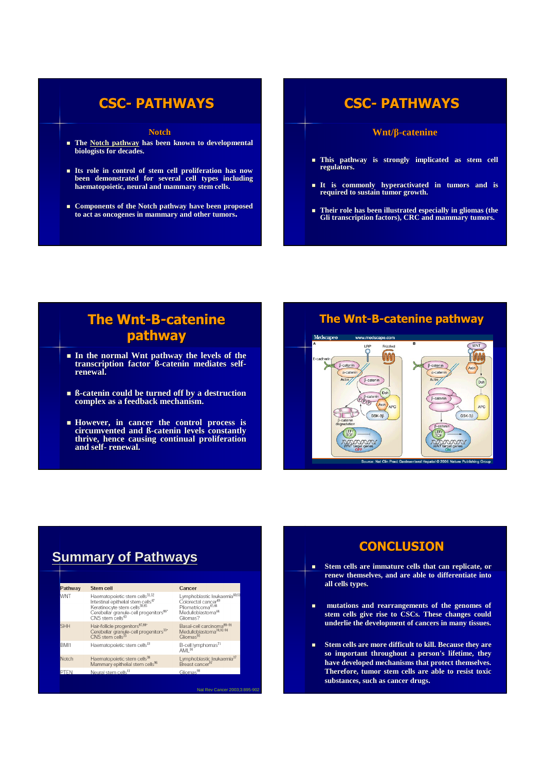# CSC- PATHWAYS

## Notch

- The Notch pathway has been known to developmental biologists for decades.
- Its role in control of stem cell proliferation has now been demonstrated for several cell types including haematopoietic, neural and mammary stem cells.
- Components of the Notch pathway have been proposed to act as oncogenes in mammary and other tumors.

# CSC- PATHWAYS

## Wnt/β-catenine

- This pathway is strongly implicated as stem cell regulators.
- It is commonly hyperactivated in tumors and is required to sustain tumor growth.
- Their role has been illustrated especially in gliomas (the Gli transcription factors), CRC and mammary tumors.

# The Wnt-B-catenine pathway

- In the normal Wnt pathway the levels of the transcription factor ß-catenin mediates self-renewal.
- ß-catenin could be turned off by a destruction complex as a feedback mechanism.
- However, in cancer the control process is circumvented and ß-catenin levels constantly thrive, hence causing continual proliferation and self- renewal.

# The Wnt-B-catenine pathway

Source: Nat Clin Pract Gastroenterol Hepatol © 2006 Nature Publishing Group

# Summary of Pathways

| Pathway | Stem cell | Cancer |
|---|---|---|
| WNT | Haematopoietic stem cells[31,32]<br>Intestinal epithelial stem cells[47]<br>Keratinocyte stem cells[30,85]<br>Cerebellar granule-cell progenitors[86*]<br>CNS stem cells[43] | Lymphoblastic leukaemia[40,61]<br>Colorectal cancer[49]<br>Pilomatricoma[45,46]<br>Medulloblastoma[44]<br>Gliomas? |
| SHH | Hair-follicle progenitors[87,88*]<br>Cerebellar granule-cell progenitors[33*]<br>CNS stem cells[35] | Basal-cell carcinoma[89–91]<br>Medulloblastoma[34,92,94]<br>Gliomas[93] |
| BMI1 | Haematopoietic stem cells[13] | B-cell lymphomas[71]<br>AML[14] |
| Notch | Haematopoietic stem cells[38]<br>Mammary epithelial stem cells[96] | Lymphoblastic leukaemia[37]<br>Breast cancer[97] |
| PTEN | Neural stem cells[41] | Gliomas[98] |

Nat Rev Cancer 2003;3:895-902

# CONCLUSION

- Stem cells are immature cells that can replicate, or renew themselves, and are able to differentiate into all cells types.
- mutations and rearrangements of the genomes of stem cells give rise to CSCs. These changes could underlie the development of cancers in many tissues.
- Stem cells are more difficult to kill. Because they are so important throughout a person's lifetime, they have developed mechanisms that protect themselves. Therefore, tumor stem cells are able to resist toxic substances, such as cancer drugs.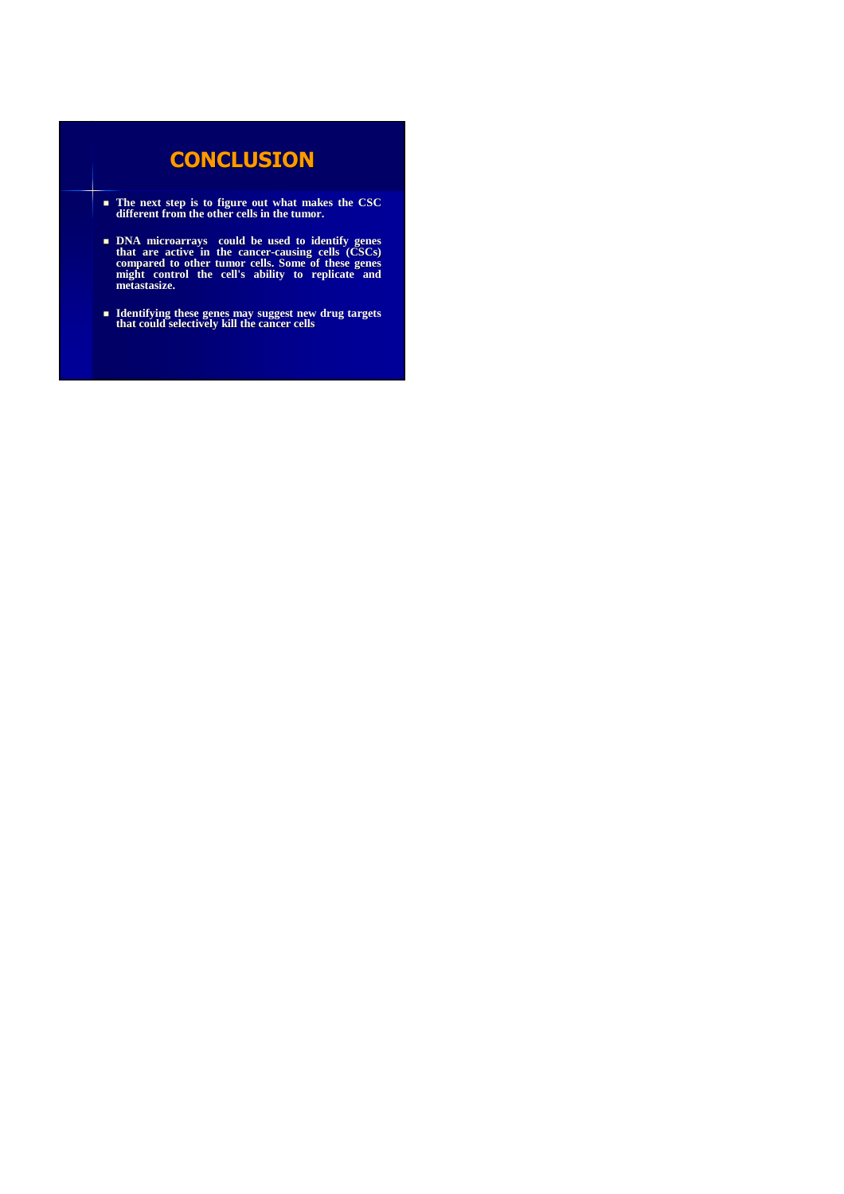# CONCLUSION

- The next step is to figure out what makes the CSC different from the other cells in the tumor.
- DNA microarrays could be used to identify genes that are active in the cancer-causing cells (CSCs) compared to other tumor cells. Some of these genes might control the cell's ability to replicate and metastasize.
- Identifying these genes may suggest new drug targets that could selectively kill the cancer cells